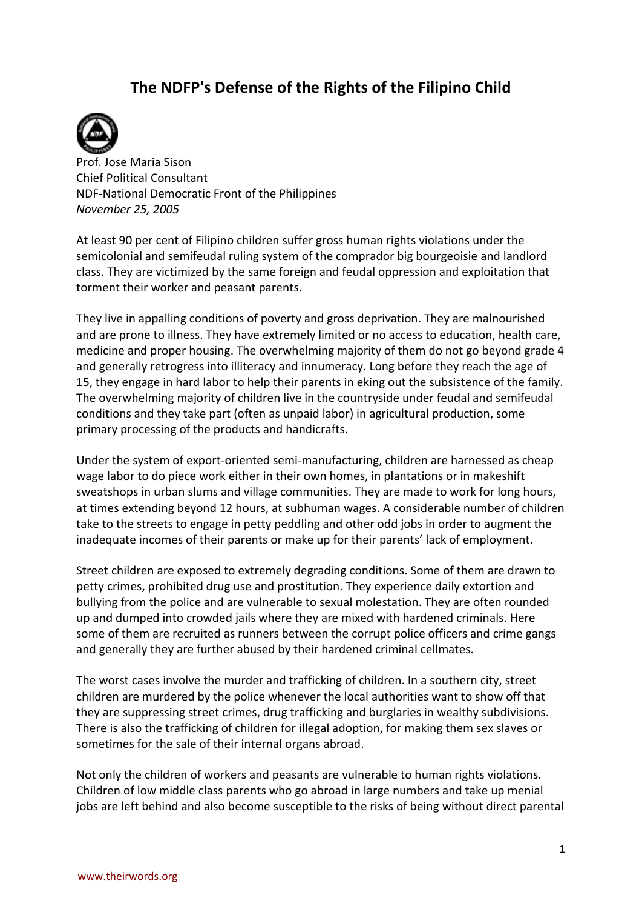# The NDFP's Defense of the Rights of the Filipino Child

Prof. Jose Maria Sison
Chief Political Consultant
NDF-National Democratic Front of the Philippines
*November 25, 2005*

At least 90 per cent of Filipino children suffer gross human rights violations under the semicolonial and semifeudal ruling system of the comprador big bourgeoisie and landlord class. They are victimized by the same foreign and feudal oppression and exploitation that torment their worker and peasant parents.

They live in appalling conditions of poverty and gross deprivation. They are malnourished and are prone to illness. They have extremely limited or no access to education, health care, medicine and proper housing. The overwhelming majority of them do not go beyond grade 4 and generally retrogress into illiteracy and innumeracy. Long before they reach the age of 15, they engage in hard labor to help their parents in eking out the subsistence of the family. The overwhelming majority of children live in the countryside under feudal and semifeudal conditions and they take part (often as unpaid labor) in agricultural production, some primary processing of the products and handicrafts.

Under the system of export-oriented semi-manufacturing, children are harnessed as cheap wage labor to do piece work either in their own homes, in plantations or in makeshift sweatshops in urban slums and village communities. They are made to work for long hours, at times extending beyond 12 hours, at subhuman wages. A considerable number of children take to the streets to engage in petty peddling and other odd jobs in order to augment the inadequate incomes of their parents or make up for their parents' lack of employment.

Street children are exposed to extremely degrading conditions. Some of them are drawn to petty crimes, prohibited drug use and prostitution. They experience daily extortion and bullying from the police and are vulnerable to sexual molestation. They are often rounded up and dumped into crowded jails where they are mixed with hardened criminals. Here some of them are recruited as runners between the corrupt police officers and crime gangs and generally they are further abused by their hardened criminal cellmates.

The worst cases involve the murder and trafficking of children. In a southern city, street children are murdered by the police whenever the local authorities want to show off that they are suppressing street crimes, drug trafficking and burglaries in wealthy subdivisions. There is also the trafficking of children for illegal adoption, for making them sex slaves or sometimes for the sale of their internal organs abroad.

Not only the children of workers and peasants are vulnerable to human rights violations. Children of low middle class parents who go abroad in large numbers and take up menial jobs are left behind and also become susceptible to the risks of being without direct parental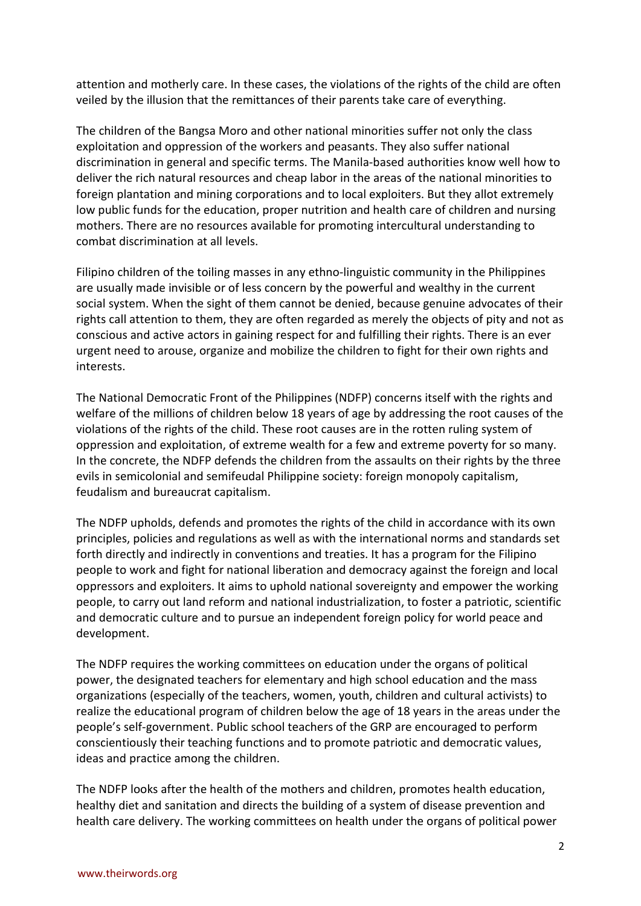attention and motherly care. In these cases, the violations of the rights of the child are often veiled by the illusion that the remittances of their parents take care of everything.

The children of the Bangsa Moro and other national minorities suffer not only the class exploitation and oppression of the workers and peasants. They also suffer national discrimination in general and specific terms. The Manila-based authorities know well how to deliver the rich natural resources and cheap labor in the areas of the national minorities to foreign plantation and mining corporations and to local exploiters. But they allot extremely low public funds for the education, proper nutrition and health care of children and nursing mothers. There are no resources available for promoting intercultural understanding to combat discrimination at all levels.

Filipino children of the toiling masses in any ethno-linguistic community in the Philippines are usually made invisible or of less concern by the powerful and wealthy in the current social system. When the sight of them cannot be denied, because genuine advocates of their rights call attention to them, they are often regarded as merely the objects of pity and not as conscious and active actors in gaining respect for and fulfilling their rights. There is an ever urgent need to arouse, organize and mobilize the children to fight for their own rights and interests.

The National Democratic Front of the Philippines (NDFP) concerns itself with the rights and welfare of the millions of children below 18 years of age by addressing the root causes of the violations of the rights of the child. These root causes are in the rotten ruling system of oppression and exploitation, of extreme wealth for a few and extreme poverty for so many. In the concrete, the NDFP defends the children from the assaults on their rights by the three evils in semicolonial and semifeudal Philippine society: foreign monopoly capitalism, feudalism and bureaucrat capitalism.

The NDFP upholds, defends and promotes the rights of the child in accordance with its own principles, policies and regulations as well as with the international norms and standards set forth directly and indirectly in conventions and treaties. It has a program for the Filipino people to work and fight for national liberation and democracy against the foreign and local oppressors and exploiters. It aims to uphold national sovereignty and empower the working people, to carry out land reform and national industrialization, to foster a patriotic, scientific and democratic culture and to pursue an independent foreign policy for world peace and development.

The NDFP requires the working committees on education under the organs of political power, the designated teachers for elementary and high school education and the mass organizations (especially of the teachers, women, youth, children and cultural activists) to realize the educational program of children below the age of 18 years in the areas under the people's self-government. Public school teachers of the GRP are encouraged to perform conscientiously their teaching functions and to promote patriotic and democratic values, ideas and practice among the children.

The NDFP looks after the health of the mothers and children, promotes health education, healthy diet and sanitation and directs the building of a system of disease prevention and health care delivery. The working committees on health under the organs of political power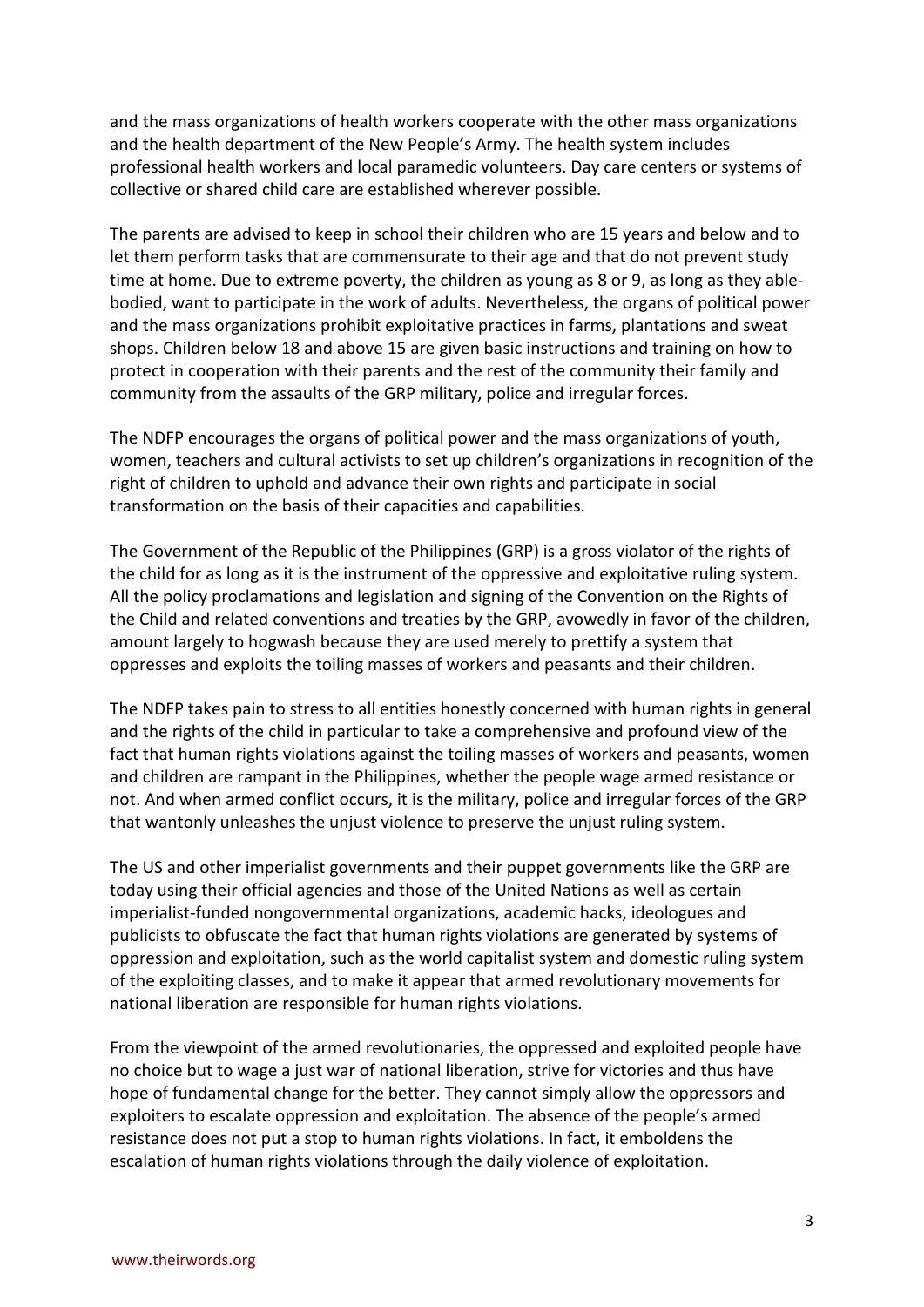and the mass organizations of health workers cooperate with the other mass organizations and the health department of the New People's Army. The health system includes professional health workers and local paramedic volunteers. Day care centers or systems of collective or shared child care are established wherever possible.

The parents are advised to keep in school their children who are 15 years and below and to let them perform tasks that are commensurate to their age and that do not prevent study time at home. Due to extreme poverty, the children as young as 8 or 9, as long as they able-bodied, want to participate in the work of adults. Nevertheless, the organs of political power and the mass organizations prohibit exploitative practices in farms, plantations and sweat shops. Children below 18 and above 15 are given basic instructions and training on how to protect in cooperation with their parents and the rest of the community their family and community from the assaults of the GRP military, police and irregular forces.

The NDFP encourages the organs of political power and the mass organizations of youth, women, teachers and cultural activists to set up children's organizations in recognition of the right of children to uphold and advance their own rights and participate in social transformation on the basis of their capacities and capabilities.

The Government of the Republic of the Philippines (GRP) is a gross violator of the rights of the child for as long as it is the instrument of the oppressive and exploitative ruling system. All the policy proclamations and legislation and signing of the Convention on the Rights of the Child and related conventions and treaties by the GRP, avowedly in favor of the children, amount largely to hogwash because they are used merely to prettify a system that oppresses and exploits the toiling masses of workers and peasants and their children.

The NDFP takes pain to stress to all entities honestly concerned with human rights in general and the rights of the child in particular to take a comprehensive and profound view of the fact that human rights violations against the toiling masses of workers and peasants, women and children are rampant in the Philippines, whether the people wage armed resistance or not. And when armed conflict occurs, it is the military, police and irregular forces of the GRP that wantonly unleashes the unjust violence to preserve the unjust ruling system.

The US and other imperialist governments and their puppet governments like the GRP are today using their official agencies and those of the United Nations as well as certain imperialist-funded nongovernmental organizations, academic hacks, ideologues and publicists to obfuscate the fact that human rights violations are generated by systems of oppression and exploitation, such as the world capitalist system and domestic ruling system of the exploiting classes, and to make it appear that armed revolutionary movements for national liberation are responsible for human rights violations.

From the viewpoint of the armed revolutionaries, the oppressed and exploited people have no choice but to wage a just war of national liberation, strive for victories and thus have hope of fundamental change for the better. They cannot simply allow the oppressors and exploiters to escalate oppression and exploitation. The absence of the people's armed resistance does not put a stop to human rights violations. In fact, it emboldens the escalation of human rights violations through the daily violence of exploitation.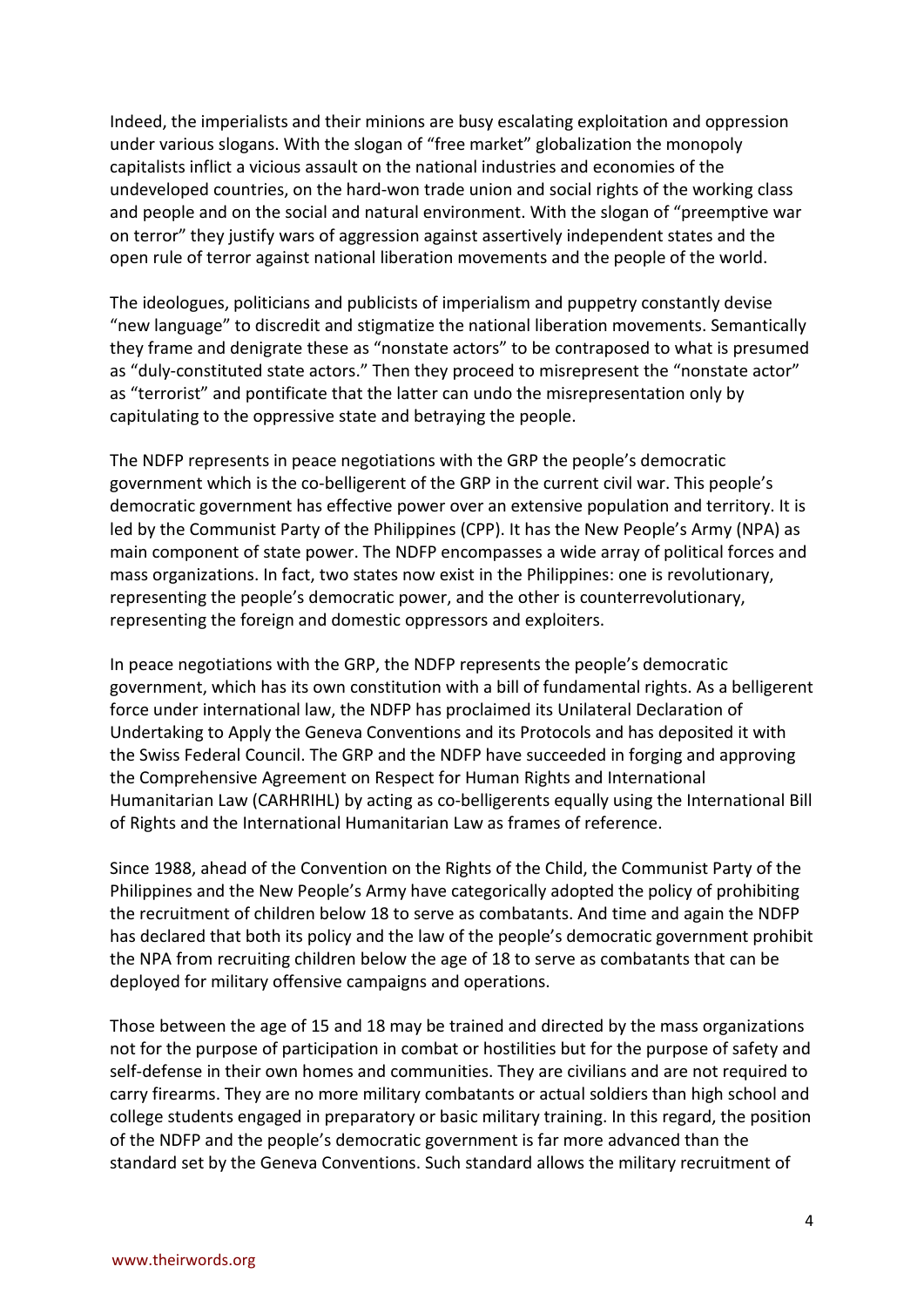Indeed, the imperialists and their minions are busy escalating exploitation and oppression under various slogans. With the slogan of "free market" globalization the monopoly capitalists inflict a vicious assault on the national industries and economies of the undeveloped countries, on the hard-won trade union and social rights of the working class and people and on the social and natural environment. With the slogan of "preemptive war on terror" they justify wars of aggression against assertively independent states and the open rule of terror against national liberation movements and the people of the world.

The ideologues, politicians and publicists of imperialism and puppetry constantly devise "new language" to discredit and stigmatize the national liberation movements. Semantically they frame and denigrate these as "nonstate actors" to be contraposed to what is presumed as "duly-constituted state actors." Then they proceed to misrepresent the "nonstate actor" as "terrorist" and pontificate that the latter can undo the misrepresentation only by capitulating to the oppressive state and betraying the people.

The NDFP represents in peace negotiations with the GRP the people's democratic government which is the co-belligerent of the GRP in the current civil war. This people's democratic government has effective power over an extensive population and territory. It is led by the Communist Party of the Philippines (CPP). It has the New People's Army (NPA) as main component of state power. The NDFP encompasses a wide array of political forces and mass organizations. In fact, two states now exist in the Philippines: one is revolutionary, representing the people's democratic power, and the other is counterrevolutionary, representing the foreign and domestic oppressors and exploiters.

In peace negotiations with the GRP, the NDFP represents the people's democratic government, which has its own constitution with a bill of fundamental rights. As a belligerent force under international law, the NDFP has proclaimed its Unilateral Declaration of Undertaking to Apply the Geneva Conventions and its Protocols and has deposited it with the Swiss Federal Council. The GRP and the NDFP have succeeded in forging and approving the Comprehensive Agreement on Respect for Human Rights and International Humanitarian Law (CARHRIHL) by acting as co-belligerents equally using the International Bill of Rights and the International Humanitarian Law as frames of reference.

Since 1988, ahead of the Convention on the Rights of the Child, the Communist Party of the Philippines and the New People's Army have categorically adopted the policy of prohibiting the recruitment of children below 18 to serve as combatants. And time and again the NDFP has declared that both its policy and the law of the people's democratic government prohibit the NPA from recruiting children below the age of 18 to serve as combatants that can be deployed for military offensive campaigns and operations.

Those between the age of 15 and 18 may be trained and directed by the mass organizations not for the purpose of participation in combat or hostilities but for the purpose of safety and self-defense in their own homes and communities. They are civilians and are not required to carry firearms. They are no more military combatants or actual soldiers than high school and college students engaged in preparatory or basic military training. In this regard, the position of the NDFP and the people's democratic government is far more advanced than the standard set by the Geneva Conventions. Such standard allows the military recruitment of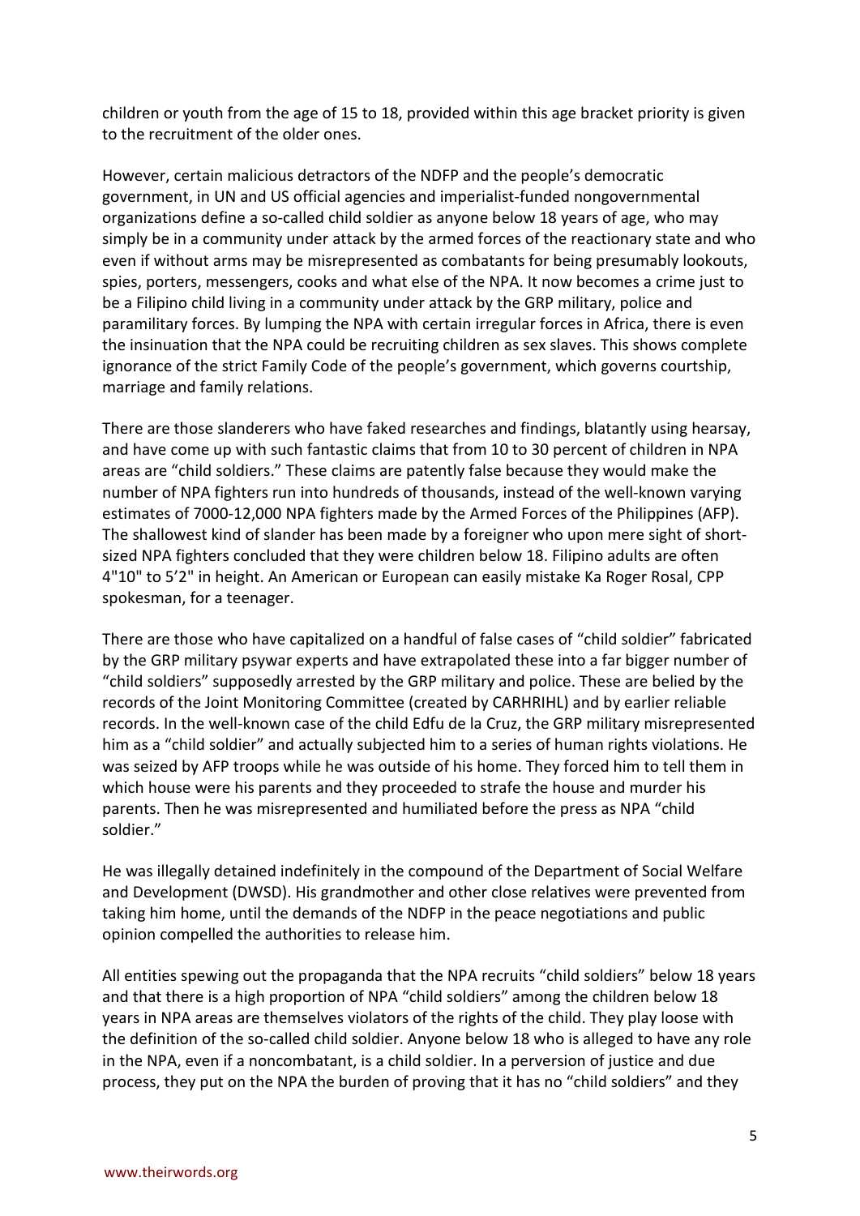children or youth from the age of 15 to 18, provided within this age bracket priority is given to the recruitment of the older ones.

However, certain malicious detractors of the NDFP and the people's democratic government, in UN and US official agencies and imperialist-funded nongovernmental organizations define a so-called child soldier as anyone below 18 years of age, who may simply be in a community under attack by the armed forces of the reactionary state and who even if without arms may be misrepresented as combatants for being presumably lookouts, spies, porters, messengers, cooks and what else of the NPA. It now becomes a crime just to be a Filipino child living in a community under attack by the GRP military, police and paramilitary forces. By lumping the NPA with certain irregular forces in Africa, there is even the insinuation that the NPA could be recruiting children as sex slaves. This shows complete ignorance of the strict Family Code of the people's government, which governs courtship, marriage and family relations.

There are those slanderers who have faked researches and findings, blatantly using hearsay, and have come up with such fantastic claims that from 10 to 30 percent of children in NPA areas are "child soldiers." These claims are patently false because they would make the number of NPA fighters run into hundreds of thousands, instead of the well-known varying estimates of 7000-12,000 NPA fighters made by the Armed Forces of the Philippines (AFP). The shallowest kind of slander has been made by a foreigner who upon mere sight of short-sized NPA fighters concluded that they were children below 18. Filipino adults are often 4"10" to 5'2" in height. An American or European can easily mistake Ka Roger Rosal, CPP spokesman, for a teenager.

There are those who have capitalized on a handful of false cases of "child soldier" fabricated by the GRP military psywar experts and have extrapolated these into a far bigger number of "child soldiers" supposedly arrested by the GRP military and police. These are belied by the records of the Joint Monitoring Committee (created by CARHRIHL) and by earlier reliable records. In the well-known case of the child Edfu de la Cruz, the GRP military misrepresented him as a "child soldier" and actually subjected him to a series of human rights violations. He was seized by AFP troops while he was outside of his home. They forced him to tell them in which house were his parents and they proceeded to strafe the house and murder his parents. Then he was misrepresented and humiliated before the press as NPA "child soldier."

He was illegally detained indefinitely in the compound of the Department of Social Welfare and Development (DWSD). His grandmother and other close relatives were prevented from taking him home, until the demands of the NDFP in the peace negotiations and public opinion compelled the authorities to release him.

All entities spewing out the propaganda that the NPA recruits "child soldiers" below 18 years and that there is a high proportion of NPA "child soldiers" among the children below 18 years in NPA areas are themselves violators of the rights of the child. They play loose with the definition of the so-called child soldier. Anyone below 18 who is alleged to have any role in the NPA, even if a noncombatant, is a child soldier. In a perversion of justice and due process, they put on the NPA the burden of proving that it has no "child soldiers" and they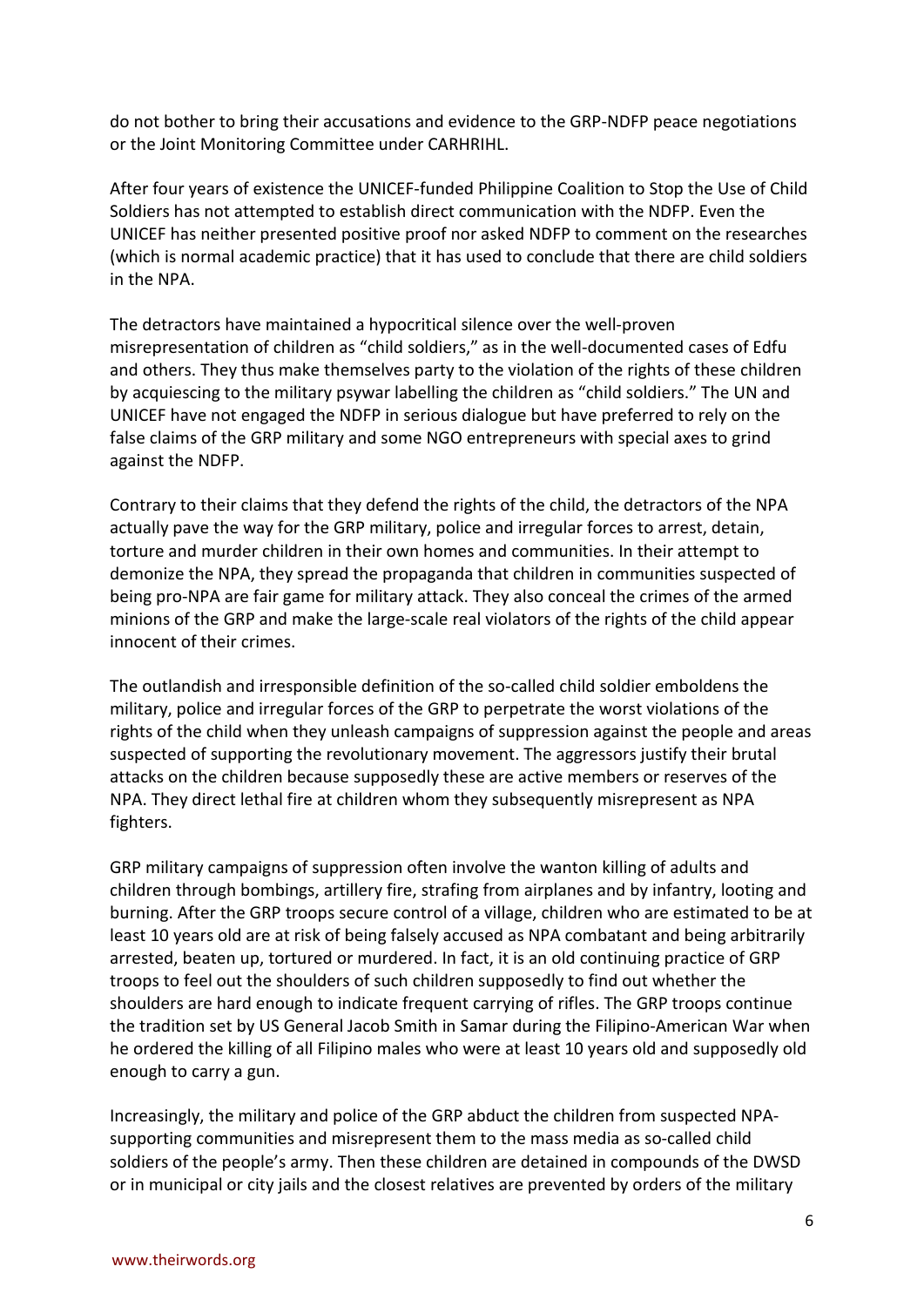do not bother to bring their accusations and evidence to the GRP-NDFP peace negotiations or the Joint Monitoring Committee under CARHRIHL.

After four years of existence the UNICEF-funded Philippine Coalition to Stop the Use of Child Soldiers has not attempted to establish direct communication with the NDFP. Even the UNICEF has neither presented positive proof nor asked NDFP to comment on the researches (which is normal academic practice) that it has used to conclude that there are child soldiers in the NPA.

The detractors have maintained a hypocritical silence over the well-proven misrepresentation of children as "child soldiers," as in the well-documented cases of Edfu and others. They thus make themselves party to the violation of the rights of these children by acquiescing to the military psywar labelling the children as "child soldiers." The UN and UNICEF have not engaged the NDFP in serious dialogue but have preferred to rely on the false claims of the GRP military and some NGO entrepreneurs with special axes to grind against the NDFP.

Contrary to their claims that they defend the rights of the child, the detractors of the NPA actually pave the way for the GRP military, police and irregular forces to arrest, detain, torture and murder children in their own homes and communities. In their attempt to demonize the NPA, they spread the propaganda that children in communities suspected of being pro-NPA are fair game for military attack. They also conceal the crimes of the armed minions of the GRP and make the large-scale real violators of the rights of the child appear innocent of their crimes.

The outlandish and irresponsible definition of the so-called child soldier emboldens the military, police and irregular forces of the GRP to perpetrate the worst violations of the rights of the child when they unleash campaigns of suppression against the people and areas suspected of supporting the revolutionary movement. The aggressors justify their brutal attacks on the children because supposedly these are active members or reserves of the NPA. They direct lethal fire at children whom they subsequently misrepresent as NPA fighters.

GRP military campaigns of suppression often involve the wanton killing of adults and children through bombings, artillery fire, strafing from airplanes and by infantry, looting and burning. After the GRP troops secure control of a village, children who are estimated to be at least 10 years old are at risk of being falsely accused as NPA combatant and being arbitrarily arrested, beaten up, tortured or murdered. In fact, it is an old continuing practice of GRP troops to feel out the shoulders of such children supposedly to find out whether the shoulders are hard enough to indicate frequent carrying of rifles. The GRP troops continue the tradition set by US General Jacob Smith in Samar during the Filipino-American War when he ordered the killing of all Filipino males who were at least 10 years old and supposedly old enough to carry a gun.

Increasingly, the military and police of the GRP abduct the children from suspected NPA-supporting communities and misrepresent them to the mass media as so-called child soldiers of the people's army. Then these children are detained in compounds of the DWSD or in municipal or city jails and the closest relatives are prevented by orders of the military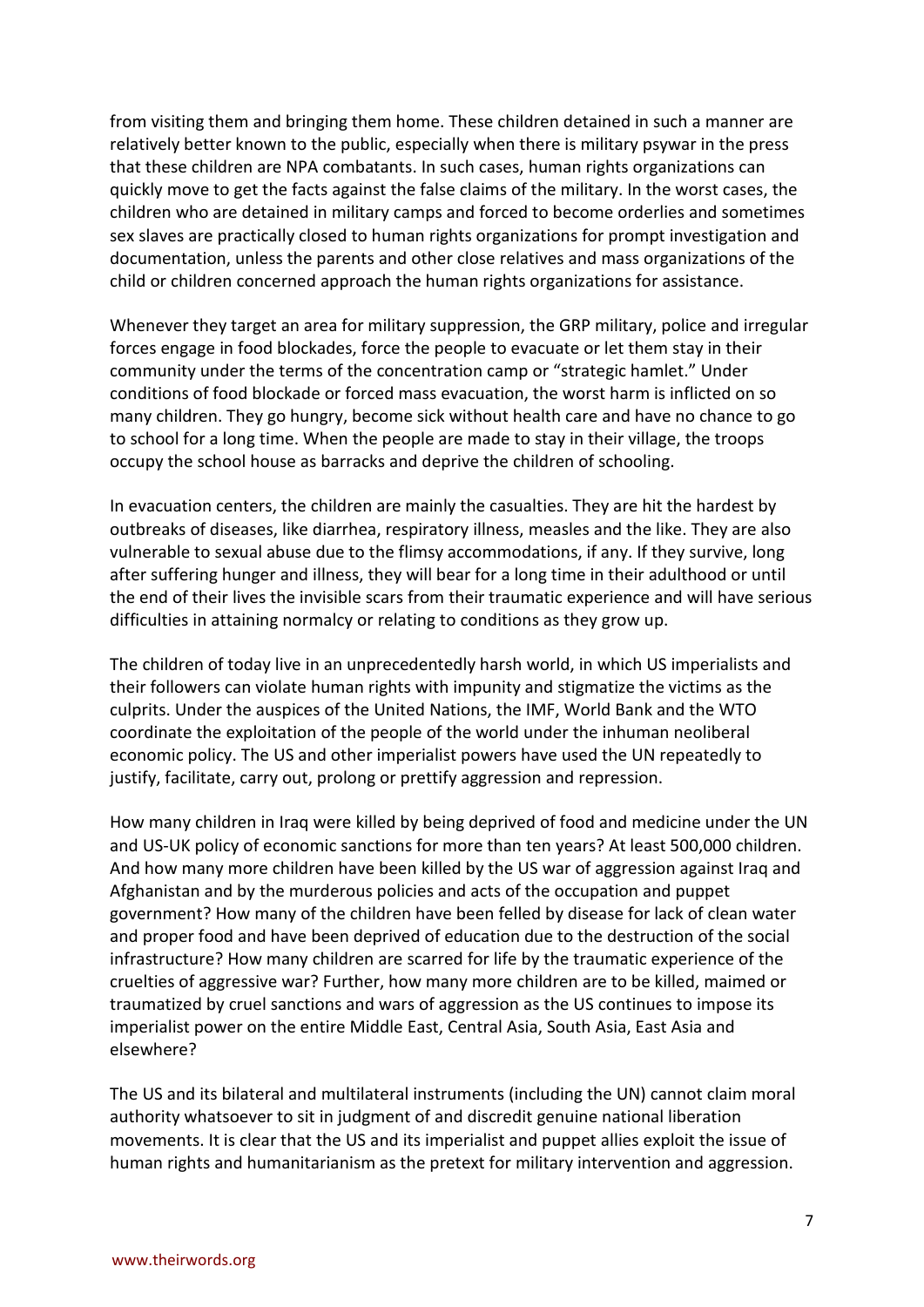from visiting them and bringing them home. These children detained in such a manner are relatively better known to the public, especially when there is military psywar in the press that these children are NPA combatants. In such cases, human rights organizations can quickly move to get the facts against the false claims of the military. In the worst cases, the children who are detained in military camps and forced to become orderlies and sometimes sex slaves are practically closed to human rights organizations for prompt investigation and documentation, unless the parents and other close relatives and mass organizations of the child or children concerned approach the human rights organizations for assistance.

Whenever they target an area for military suppression, the GRP military, police and irregular forces engage in food blockades, force the people to evacuate or let them stay in their community under the terms of the concentration camp or "strategic hamlet." Under conditions of food blockade or forced mass evacuation, the worst harm is inflicted on so many children. They go hungry, become sick without health care and have no chance to go to school for a long time. When the people are made to stay in their village, the troops occupy the school house as barracks and deprive the children of schooling.

In evacuation centers, the children are mainly the casualties. They are hit the hardest by outbreaks of diseases, like diarrhea, respiratory illness, measles and the like. They are also vulnerable to sexual abuse due to the flimsy accommodations, if any. If they survive, long after suffering hunger and illness, they will bear for a long time in their adulthood or until the end of their lives the invisible scars from their traumatic experience and will have serious difficulties in attaining normalcy or relating to conditions as they grow up.

The children of today live in an unprecedentedly harsh world, in which US imperialists and their followers can violate human rights with impunity and stigmatize the victims as the culprits. Under the auspices of the United Nations, the IMF, World Bank and the WTO coordinate the exploitation of the people of the world under the inhuman neoliberal economic policy. The US and other imperialist powers have used the UN repeatedly to justify, facilitate, carry out, prolong or prettify aggression and repression.

How many children in Iraq were killed by being deprived of food and medicine under the UN and US-UK policy of economic sanctions for more than ten years? At least 500,000 children. And how many more children have been killed by the US war of aggression against Iraq and Afghanistan and by the murderous policies and acts of the occupation and puppet government? How many of the children have been felled by disease for lack of clean water and proper food and have been deprived of education due to the destruction of the social infrastructure? How many children are scarred for life by the traumatic experience of the cruelties of aggressive war? Further, how many more children are to be killed, maimed or traumatized by cruel sanctions and wars of aggression as the US continues to impose its imperialist power on the entire Middle East, Central Asia, South Asia, East Asia and elsewhere?

The US and its bilateral and multilateral instruments (including the UN) cannot claim moral authority whatsoever to sit in judgment of and discredit genuine national liberation movements. It is clear that the US and its imperialist and puppet allies exploit the issue of human rights and humanitarianism as the pretext for military intervention and aggression.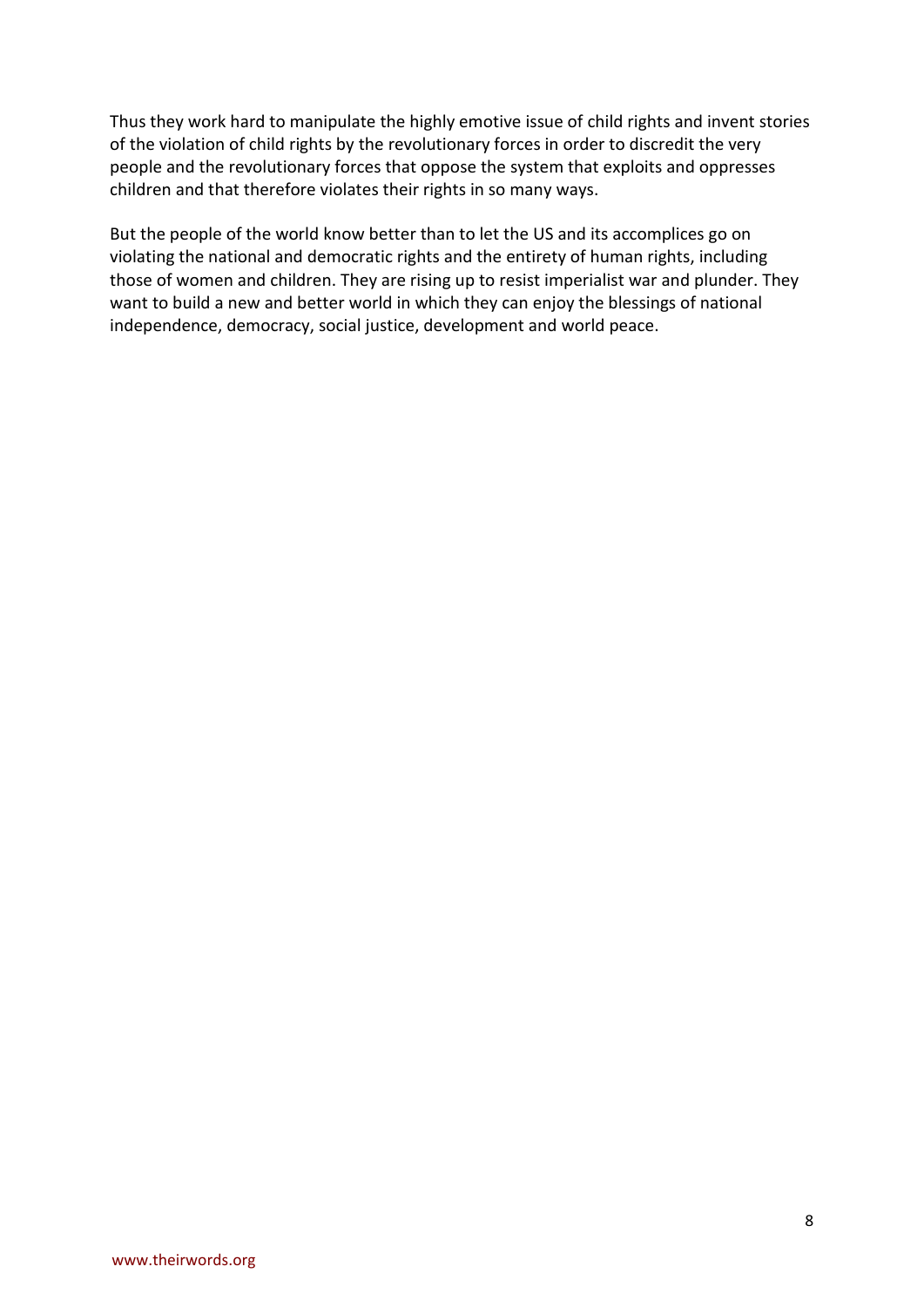Thus they work hard to manipulate the highly emotive issue of child rights and invent stories of the violation of child rights by the revolutionary forces in order to discredit the very people and the revolutionary forces that oppose the system that exploits and oppresses children and that therefore violates their rights in so many ways.

But the people of the world know better than to let the US and its accomplices go on violating the national and democratic rights and the entirety of human rights, including those of women and children. They are rising up to resist imperialist war and plunder. They want to build a new and better world in which they can enjoy the blessings of national independence, democracy, social justice, development and world peace.